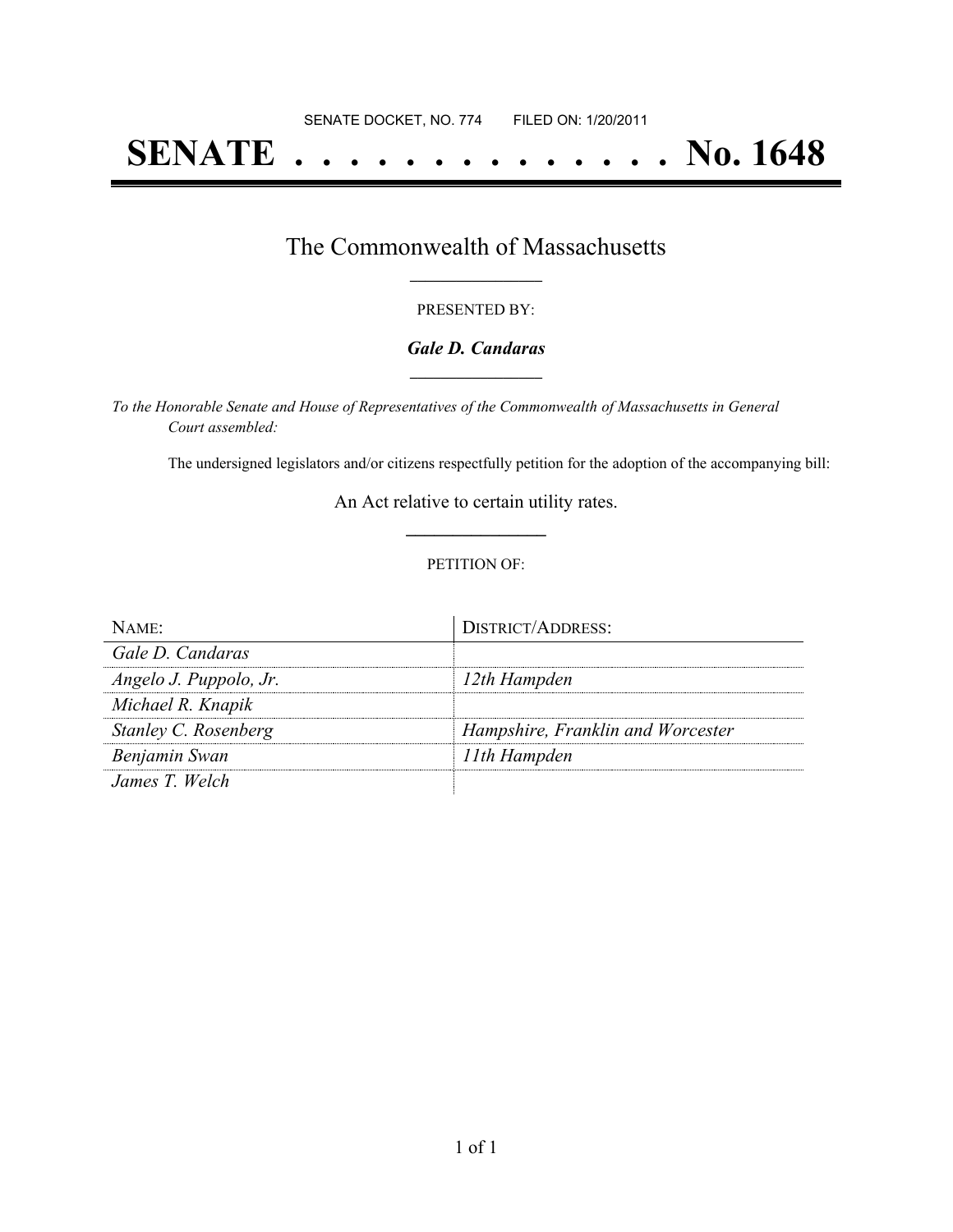SENATE DOCKET, NO. 774        FILED ON: 1/20/2011

# SENATE . . . . . . . . . . . . . . . No. 1648

## The Commonwealth of Massachusetts

PRESENTED BY:

***Gale D. Candaras***

*To the Honorable Senate and House of Representatives of the Commonwealth of Massachusetts in General Court assembled:*

The undersigned legislators and/or citizens respectfully petition for the adoption of the accompanying bill:

An Act relative to certain utility rates.

PETITION OF:

| NAME: | DISTRICT/ADDRESS: |
| --- | --- |
| *Gale D. Candaras* | |
| *Angelo J. Puppolo, Jr.* | *12th Hampden* |
| *Michael R. Knapik* | |
| *Stanley C. Rosenberg* | *Hampshire, Franklin and Worcester* |
| *Benjamin Swan* | *11th Hampden* |
| *James T. Welch* | |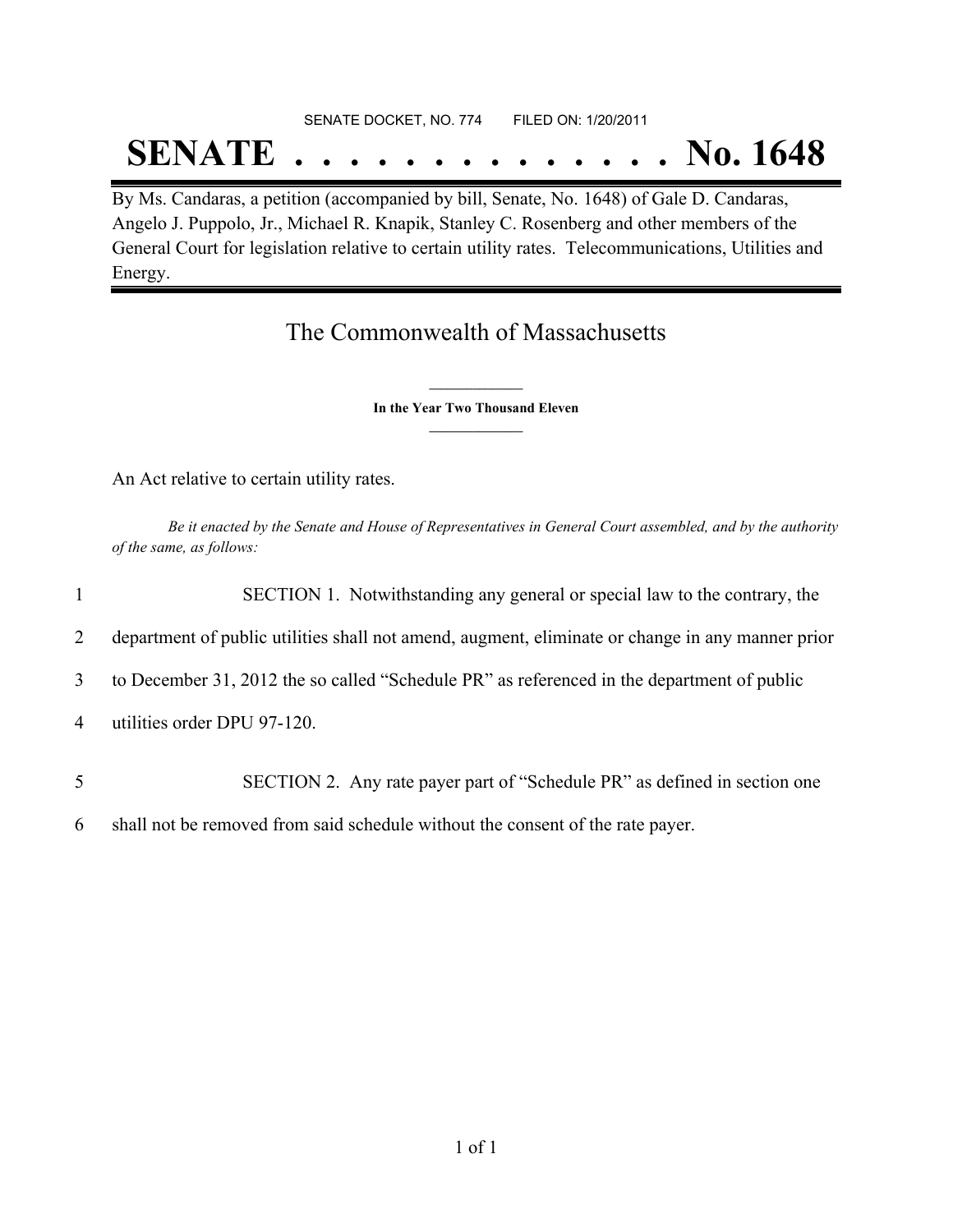SENATE DOCKET, NO. 774 FILED ON: 1/20/2011

# SENATE . . . . . . . . . . . . . . No. 1648

By Ms. Candaras, a petition (accompanied by bill, Senate, No. 1648) of Gale D. Candaras, Angelo J. Puppolo, Jr., Michael R. Knapik, Stanley C. Rosenberg and other members of the General Court for legislation relative to certain utility rates. Telecommunications, Utilities and Energy.

## The Commonwealth of Massachusetts

**In the Year Two Thousand Eleven**

An Act relative to certain utility rates.

*Be it enacted by the Senate and House of Representatives in General Court assembled, and by the authority of the same, as follows:*

1 SECTION 1. Notwithstanding any general or special law to the contrary, the
2 department of public utilities shall not amend, augment, eliminate or change in any manner prior
3 to December 31, 2012 the so called "Schedule PR" as referenced in the department of public
4 utilities order DPU 97-120.

5 SECTION 2. Any rate payer part of "Schedule PR" as defined in section one
6 shall not be removed from said schedule without the consent of the rate payer.